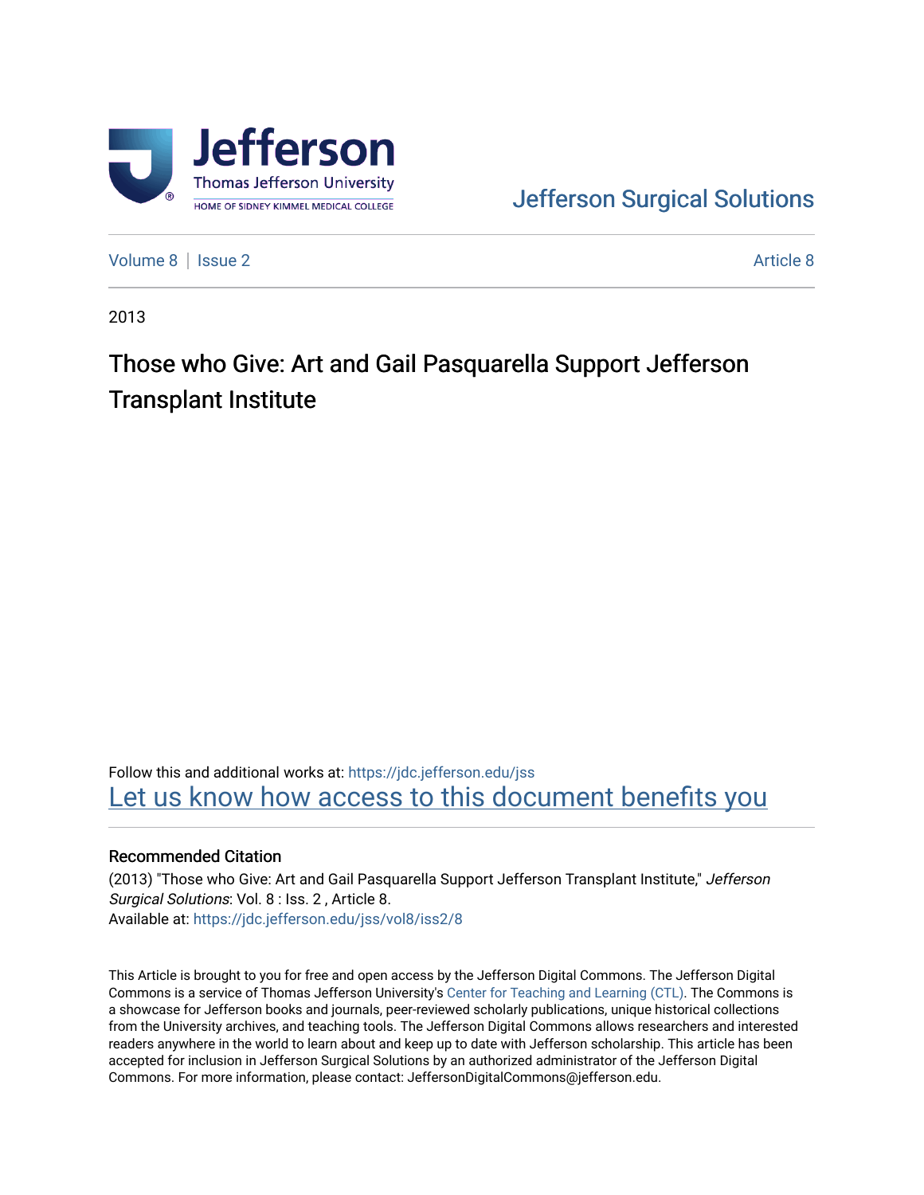Jefferson Surgical Solutions

Volume 8 | Issue 2 Article 8

2013

# Those who Give: Art and Gail Pasquarella Support Jefferson Transplant Institute

Follow this and additional works at: https://jdc.jefferson.edu/jss

Let us know how access to this document benefits you

## Recommended Citation

(2013) "Those who Give: Art and Gail Pasquarella Support Jefferson Transplant Institute," *Jefferson Surgical Solutions*: Vol. 8 : Iss. 2 , Article 8.
Available at: https://jdc.jefferson.edu/jss/vol8/iss2/8

This Article is brought to you for free and open access by the Jefferson Digital Commons. The Jefferson Digital Commons is a service of Thomas Jefferson University's Center for Teaching and Learning (CTL). The Commons is a showcase for Jefferson books and journals, peer-reviewed scholarly publications, unique historical collections from the University archives, and teaching tools. The Jefferson Digital Commons allows researchers and interested readers anywhere in the world to learn about and keep up to date with Jefferson scholarship. This article has been accepted for inclusion in Jefferson Surgical Solutions by an authorized administrator of the Jefferson Digital Commons. For more information, please contact: JeffersonDigitalCommons@jefferson.edu.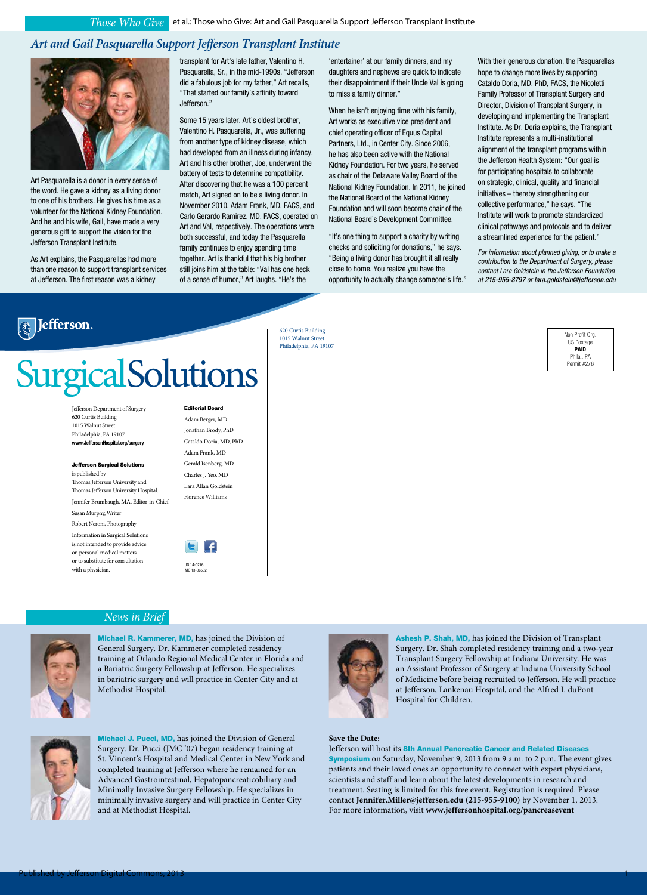## Art and Gail Pasquarella Support Jefferson Transplant Institute

Art Pasquarella is a donor in every sense of the word. He gave a kidney as a living donor to one of his brothers. He gives his time as a volunteer for the National Kidney Foundation. And he and his wife, Gail, have made a very generous gift to support the vision for the Jefferson Transplant Institute.

As Art explains, the Pasquarellas had more than one reason to support transplant services at Jefferson. The first reason was a kidney transplant for Art's late father, Valentino H. Pasquarella, Sr., in the mid-1990s. "Jefferson did a fabulous job for my father," Art recalls, "That started our family's affinity toward Jefferson."

Some 15 years later, Art's oldest brother, Valentino H. Pasquarella, Jr., was suffering from another type of kidney disease, which had developed from an illness during infancy. Art and his other brother, Joe, underwent the battery of tests to determine compatibility. After discovering that he was a 100 percent match, Art signed on to be a living donor. In November 2010, Adam Frank, MD, FACS, and Carlo Gerardo Ramirez, MD, FACS, operated on Art and Val, respectively. The operations were both successful, and today the Pasquarella family continues to enjoy spending time together. Art is thankful that his big brother still joins him at the table: "Val has one heck of a sense of humor," Art laughs. "He's the 'entertainer' at our family dinners, and my daughters and nephews are quick to indicate their disappointment if their Uncle Val is going to miss a family dinner."

When he isn't enjoying time with his family, Art works as executive vice president and chief operating officer of Equus Capital Partners, Ltd., in Center City. Since 2006, he has also been active with the National Kidney Foundation. For two years, he served as chair of the Delaware Valley Board of the National Kidney Foundation. In 2011, he joined the National Board of the National Kidney Foundation and will soon become chair of the National Board's Development Committee.

"It's one thing to support a charity by writing checks and soliciting for donations," he says. "Being a living donor has brought it all really close to home. You realize you have the opportunity to actually change someone's life."

With their generous donation, the Pasquarellas hope to change more lives by supporting Cataldo Doria, MD, PhD, FACS, the Nicoletti Family Professor of Transplant Surgery and Director, Division of Transplant Surgery, in developing and implementing the Transplant Institute. As Dr. Doria explains, the Transplant Institute represents a multi-institutional alignment of the transplant programs within the Jefferson Health System: "Our goal is for participating hospitals to collaborate on strategic, clinical, quality and financial initiatives – thereby strengthening our collective performance," he says. "The Institute will work to promote standardized clinical pathways and protocols and to deliver a streamlined experience for the patient."

*For information about planned giving, or to make a contribution to the Department of Surgery, please contact Lara Goldstein in the Jefferson Foundation at **215-955-8797** or **lara.goldstein@jefferson.edu***

Jefferson.

620 Curtis Building
1015 Walnut Street
Philadelphia, PA 19107

Non Profit Org.
US Postage
**PAID**
Phila., PA
Permit #276

# SurgicalSolutions

Jefferson Department of Surgery
620 Curtis Building
1015 Walnut Street
Philadelphia, PA 19107
**www.JeffersonHospital.org/surgery**

**Jefferson Surgical Solutions**
is published by
Thomas Jefferson University and
Thomas Jefferson University Hospital.

Jennifer Brumbaugh, MA, Editor-in-Chief

Susan Murphy, Writer

Robert Neroni, Photography

Information in Surgical Solutions is not intended to provide advice on personal medical matters or to substitute for consultation with a physician.

**Editorial Board**

Adam Berger, MD
Jonathan Brody, PhD
Cataldo Doria, MD, PhD
Adam Frank, MD
Gerald Isenberg, MD
Charles J. Yeo, MD
Lara Allan Goldstein
Florence Williams

JG 14-0276
MC 13-06502

## News in Brief

**Michael R. Kammerer, MD,** has joined the Division of General Surgery. Dr. Kammerer completed residency training at Orlando Regional Medical Center in Florida and a Bariatric Surgery Fellowship at Jefferson. He specializes in bariatric surgery and will practice in Center City and at Methodist Hospital.

**Michael J. Pucci, MD,** has joined the Division of General Surgery. Dr. Pucci (JMC '07) began residency training at St. Vincent's Hospital and Medical Center in New York and completed training at Jefferson where he remained for an Advanced Gastrointestinal, Hepatopancreaticobiliary and Minimally Invasive Surgery Fellowship. He specializes in minimally invasive surgery and will practice in Center City and at Methodist Hospital.

**Ashesh P. Shah, MD,** has joined the Division of Transplant Surgery. Dr. Shah completed residency training and a two-year Transplant Surgery Fellowship at Indiana University. He was an Assistant Professor of Surgery at Indiana University School of Medicine before being recruited to Jefferson. He will practice at Jefferson, Lankenau Hospital, and the Alfred I. duPont Hospital for Children.

**Save the Date:**
Jefferson will host its **8th Annual Pancreatic Cancer and Related Diseases Symposium** on Saturday, November 9, 2013 from 9 a.m. to 2 p.m. The event gives patients and their loved ones an opportunity to connect with expert physicians, scientists and staff and learn about the latest developments in research and treatment. Seating is limited for this free event. Registration is required. Please contact **Jennifer.Miller@jefferson.edu (215-955-9100)** by November 1, 2013. For more information, visit **www.jeffersonhospital.org/pancreasevent**